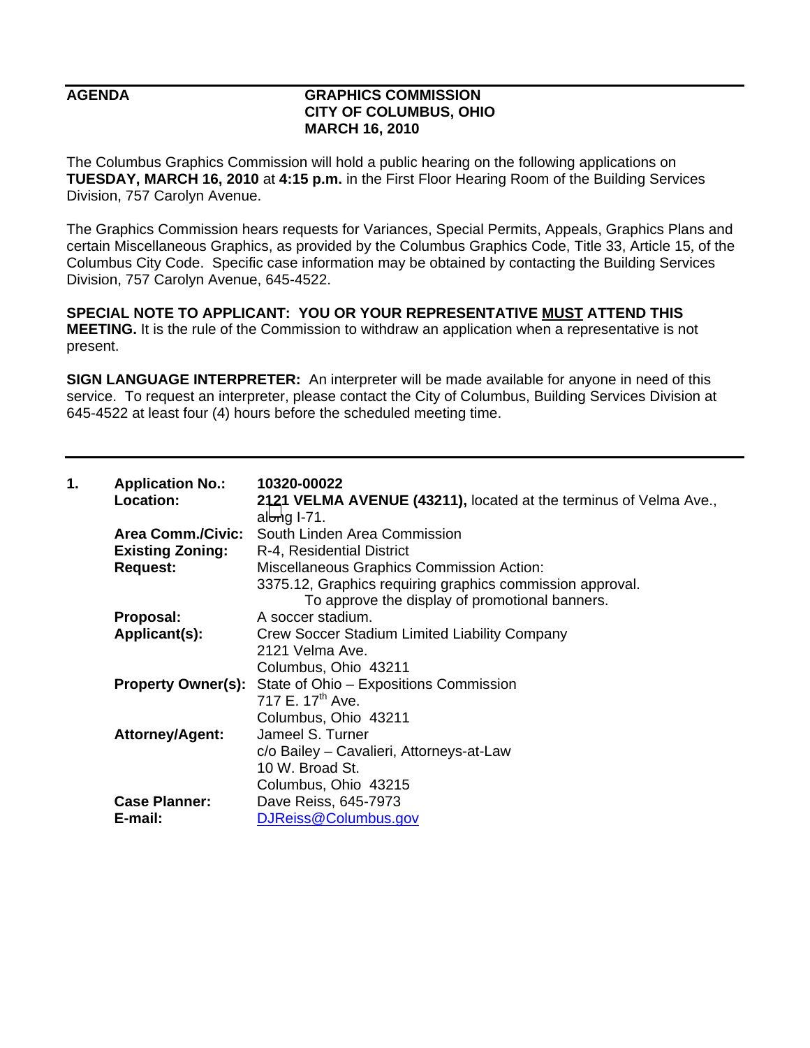**AGENDA** **GRAPHICS COMMISSION**
**CITY OF COLUMBUS, OHIO**
**MARCH 16, 2010**

The Columbus Graphics Commission will hold a public hearing on the following applications on **TUESDAY, MARCH 16, 2010** at **4:15 p.m.** in the First Floor Hearing Room of the Building Services Division, 757 Carolyn Avenue.

The Graphics Commission hears requests for Variances, Special Permits, Appeals, Graphics Plans and certain Miscellaneous Graphics, as provided by the Columbus Graphics Code, Title 33, Article 15, of the Columbus City Code. Specific case information may be obtained by contacting the Building Services Division, 757 Carolyn Avenue, 645-4522.

**SPECIAL NOTE TO APPLICANT: YOU OR YOUR REPRESENTATIVE MUST ATTEND THIS MEETING.** It is the rule of the Commission to withdraw an application when a representative is not present.

**SIGN LANGUAGE INTERPRETER:** An interpreter will be made available for anyone in need of this service. To request an interpreter, please contact the City of Columbus, Building Services Division at 645-4522 at least four (4) hours before the scheduled meeting time.

---

**1.**

| | |
|---|---|
| **Application No.:** | **10320-00022** |
| **Location:** | **2121 VELMA AVENUE (43211),** located at the terminus of Velma Ave., along I-71. |
| **Area Comm./Civic:** | South Linden Area Commission |
| **Existing Zoning:** | R-4, Residential District |
| **Request:** | Miscellaneous Graphics Commission Action:<br>3375.12, Graphics requiring graphics commission approval.<br>To approve the display of promotional banners. |
| **Proposal:** | A soccer stadium. |
| **Applicant(s):** | Crew Soccer Stadium Limited Liability Company<br>2121 Velma Ave.<br>Columbus, Ohio 43211 |
| **Property Owner(s):** | State of Ohio – Expositions Commission<br>717 E. 17th Ave.<br>Columbus, Ohio 43211 |
| **Attorney/Agent:** | Jameel S. Turner<br>c/o Bailey – Cavalieri, Attorneys-at-Law<br>10 W. Broad St.<br>Columbus, Ohio 43215 |
| **Case Planner:** | Dave Reiss, 645-7973 |
| **E-mail:** | DJReiss@Columbus.gov |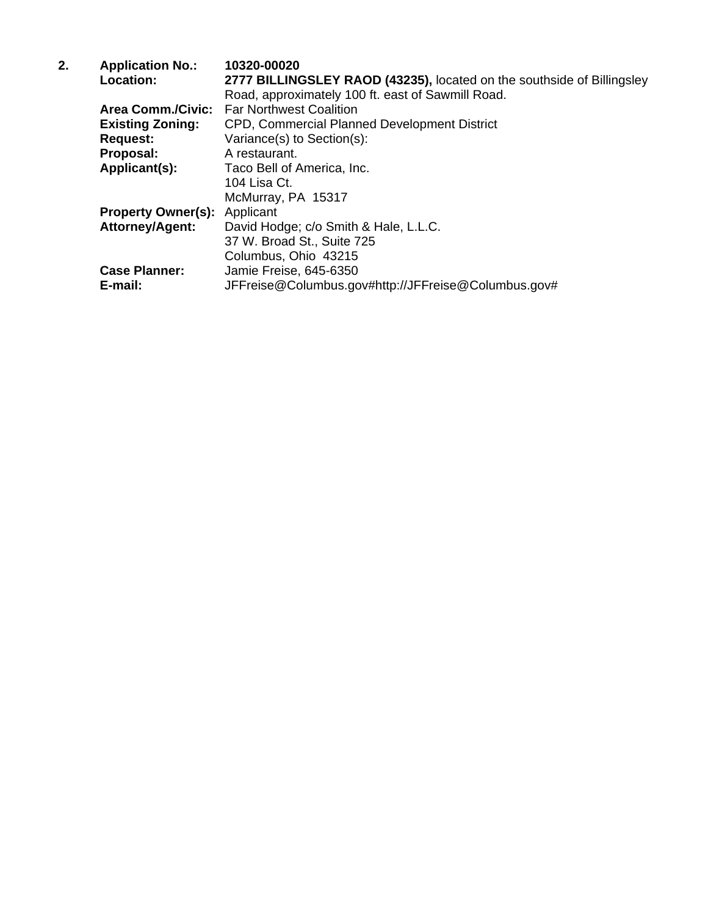**2.** **Application No.:** **10320-00020**

**Location:** **2777 BILLINGSLEY RAOD (43235),** located on the southside of Billingsley Road, approximately 100 ft. east of Sawmill Road.

**Area Comm./Civic:** Far Northwest Coalition

**Existing Zoning:** CPD, Commercial Planned Development District

**Request:** Variance(s) to Section(s):

**Proposal:** A restaurant.

**Applicant(s):** Taco Bell of America, Inc.
104 Lisa Ct.
McMurray, PA 15317

**Property Owner(s):** Applicant

**Attorney/Agent:** David Hodge; c/o Smith & Hale, L.L.C.
37 W. Broad St., Suite 725
Columbus, Ohio 43215

**Case Planner:** Jamie Freise, 645-6350

**E-mail:** JFFreise@Columbus.gov#http://JFFreise@Columbus.gov#